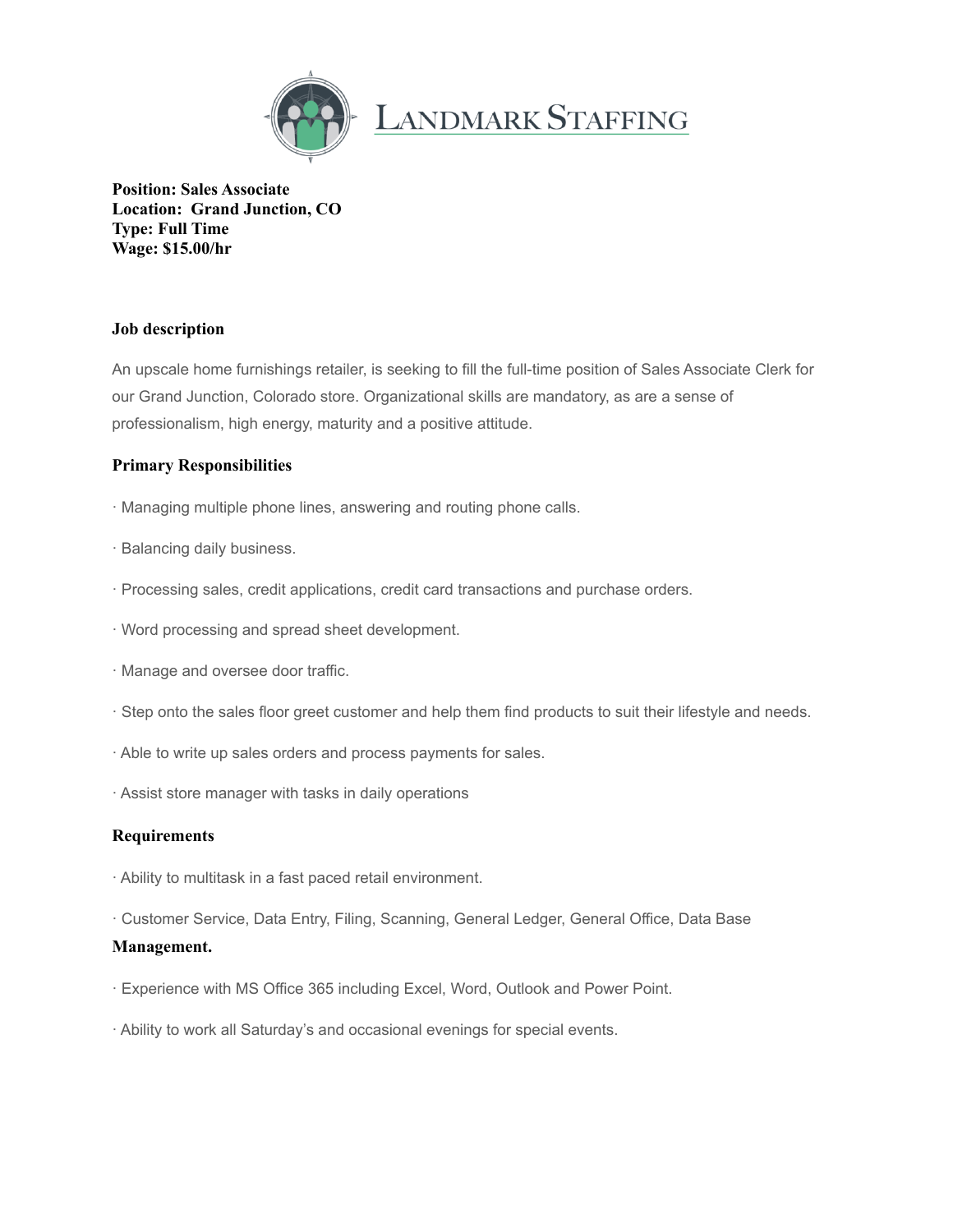Landmark Staffing

**Position: Sales Associate**
**Location: Grand Junction, CO**
**Type: Full Time**
**Wage: $15.00/hr**

### Job description

An upscale home furnishings retailer, is seeking to fill the full-time position of Sales Associate Clerk for our Grand Junction, Colorado store. Organizational skills are mandatory, as are a sense of professionalism, high energy, maturity and a positive attitude.

### Primary Responsibilities

· Managing multiple phone lines, answering and routing phone calls.

· Balancing daily business.

· Processing sales, credit applications, credit card transactions and purchase orders.

· Word processing and spread sheet development.

· Manage and oversee door traffic.

· Step onto the sales floor greet customer and help them find products to suit their lifestyle and needs.

· Able to write up sales orders and process payments for sales.

· Assist store manager with tasks in daily operations

### Requirements

· Ability to multitask in a fast paced retail environment.

· Customer Service, Data Entry, Filing, Scanning, General Ledger, General Office, Data Base **Management.**

· Experience with MS Office 365 including Excel, Word, Outlook and Power Point.

· Ability to work all Saturday's and occasional evenings for special events.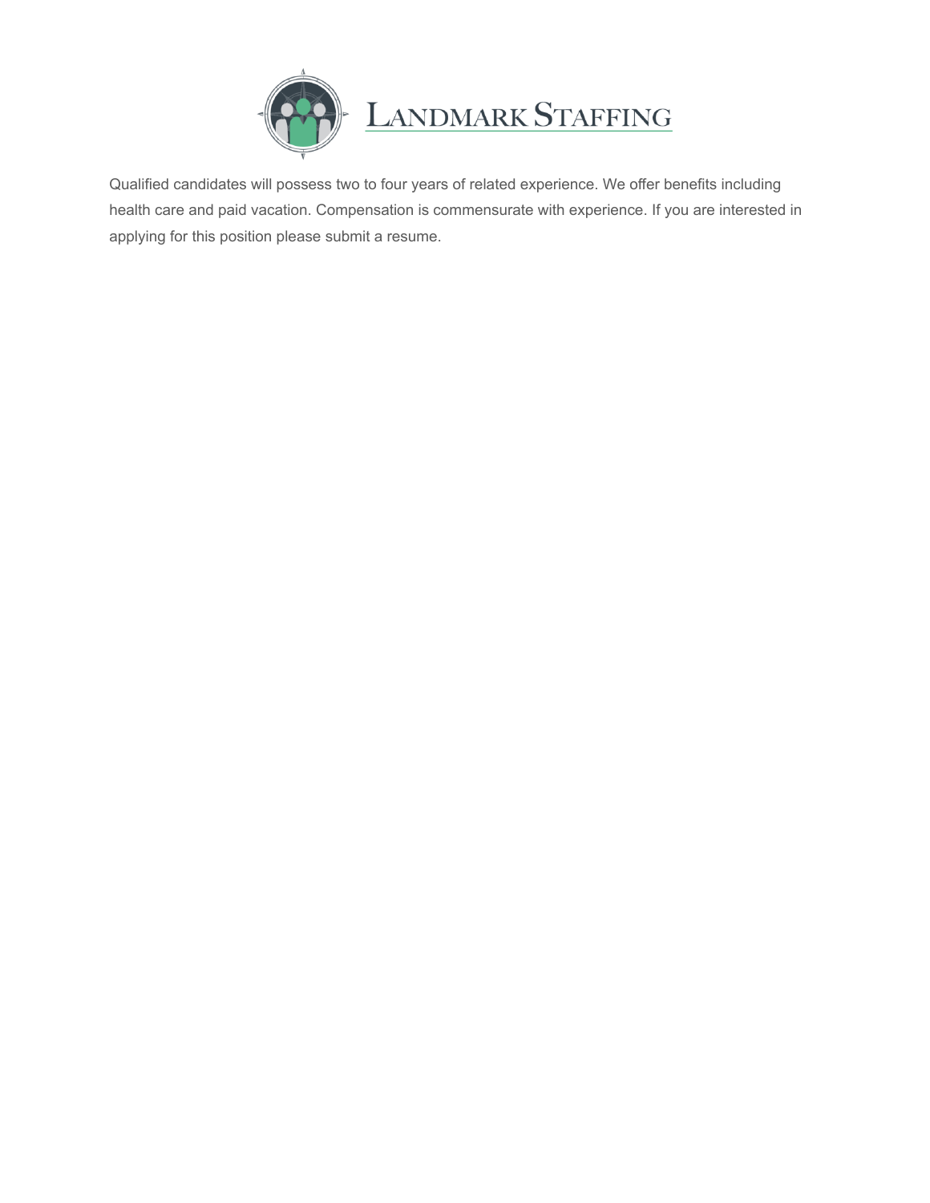Qualified candidates will possess two to four years of related experience. We offer benefits including health care and paid vacation. Compensation is commensurate with experience. If you are interested in applying for this position please submit a resume.